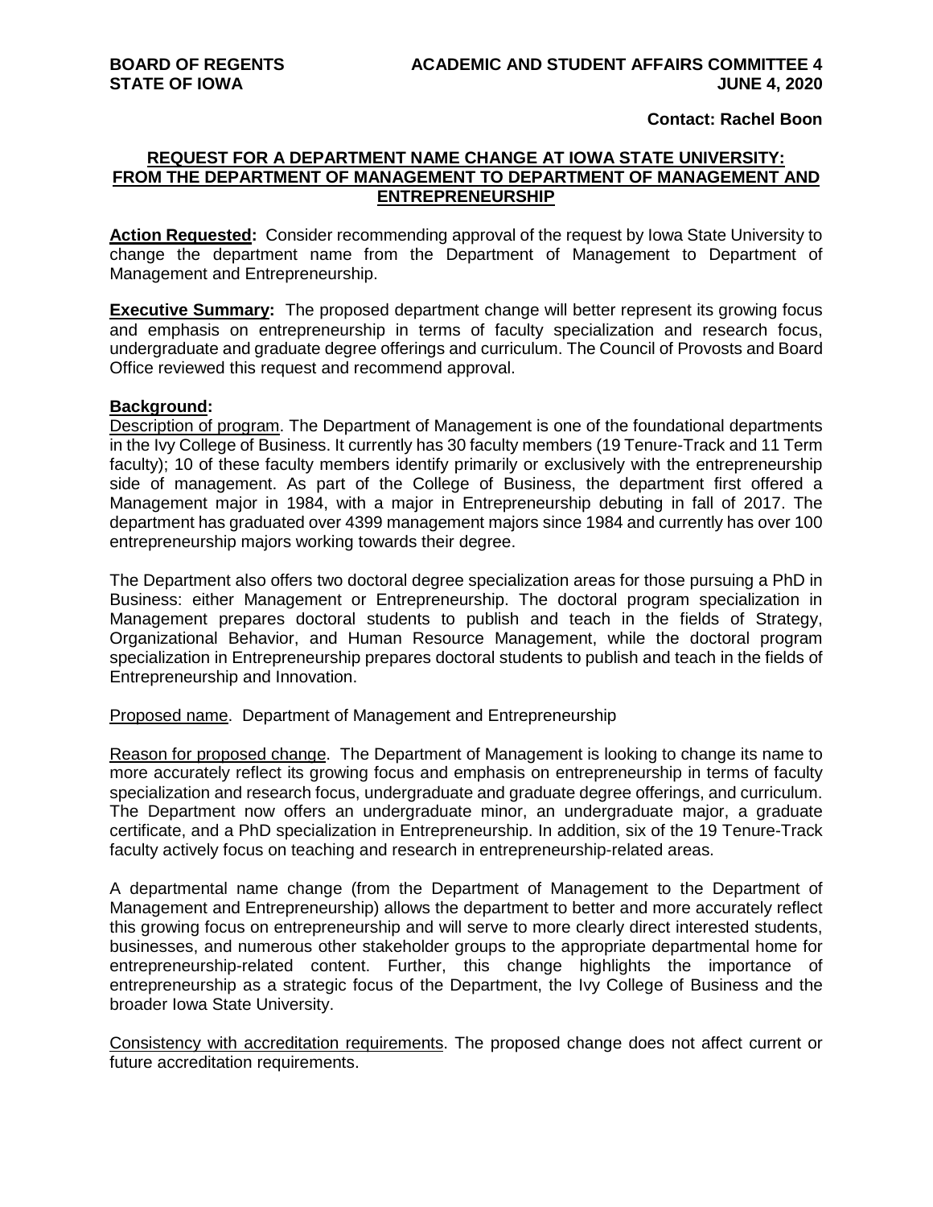**BOARD OF REGENTS**
**STATE OF IOWA**

**ACADEMIC AND STUDENT AFFAIRS COMMITTEE 4**
**JUNE 4, 2020**

**Contact: Rachel Boon**

## REQUEST FOR A DEPARTMENT NAME CHANGE AT IOWA STATE UNIVERSITY: FROM THE DEPARTMENT OF MANAGEMENT TO DEPARTMENT OF MANAGEMENT AND ENTREPRENEURSHIP

**Action Requested:** Consider recommending approval of the request by Iowa State University to change the department name from the Department of Management to Department of Management and Entrepreneurship.

**Executive Summary:** The proposed department change will better represent its growing focus and emphasis on entrepreneurship in terms of faculty specialization and research focus, undergraduate and graduate degree offerings and curriculum. The Council of Provosts and Board Office reviewed this request and recommend approval.

**Background:**

Description of program. The Department of Management is one of the foundational departments in the Ivy College of Business. It currently has 30 faculty members (19 Tenure-Track and 11 Term faculty); 10 of these faculty members identify primarily or exclusively with the entrepreneurship side of management. As part of the College of Business, the department first offered a Management major in 1984, with a major in Entrepreneurship debuting in fall of 2017. The department has graduated over 4399 management majors since 1984 and currently has over 100 entrepreneurship majors working towards their degree.

The Department also offers two doctoral degree specialization areas for those pursuing a PhD in Business: either Management or Entrepreneurship. The doctoral program specialization in Management prepares doctoral students to publish and teach in the fields of Strategy, Organizational Behavior, and Human Resource Management, while the doctoral program specialization in Entrepreneurship prepares doctoral students to publish and teach in the fields of Entrepreneurship and Innovation.

Proposed name. Department of Management and Entrepreneurship

Reason for proposed change. The Department of Management is looking to change its name to more accurately reflect its growing focus and emphasis on entrepreneurship in terms of faculty specialization and research focus, undergraduate and graduate degree offerings, and curriculum. The Department now offers an undergraduate minor, an undergraduate major, a graduate certificate, and a PhD specialization in Entrepreneurship. In addition, six of the 19 Tenure-Track faculty actively focus on teaching and research in entrepreneurship-related areas.

A departmental name change (from the Department of Management to the Department of Management and Entrepreneurship) allows the department to better and more accurately reflect this growing focus on entrepreneurship and will serve to more clearly direct interested students, businesses, and numerous other stakeholder groups to the appropriate departmental home for entrepreneurship-related content. Further, this change highlights the importance of entrepreneurship as a strategic focus of the Department, the Ivy College of Business and the broader Iowa State University.

Consistency with accreditation requirements. The proposed change does not affect current or future accreditation requirements.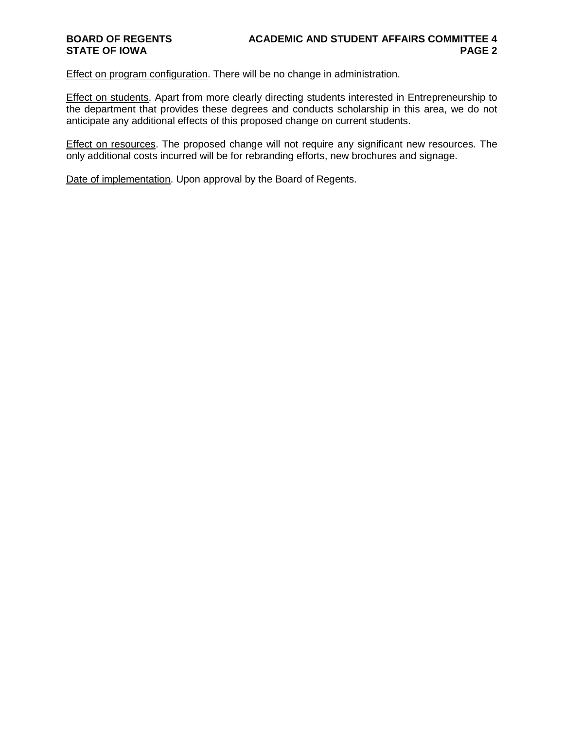Effect on program configuration. There will be no change in administration.

Effect on students. Apart from more clearly directing students interested in Entrepreneurship to the department that provides these degrees and conducts scholarship in this area, we do not anticipate any additional effects of this proposed change on current students.

Effect on resources. The proposed change will not require any significant new resources. The only additional costs incurred will be for rebranding efforts, new brochures and signage.

Date of implementation. Upon approval by the Board of Regents.